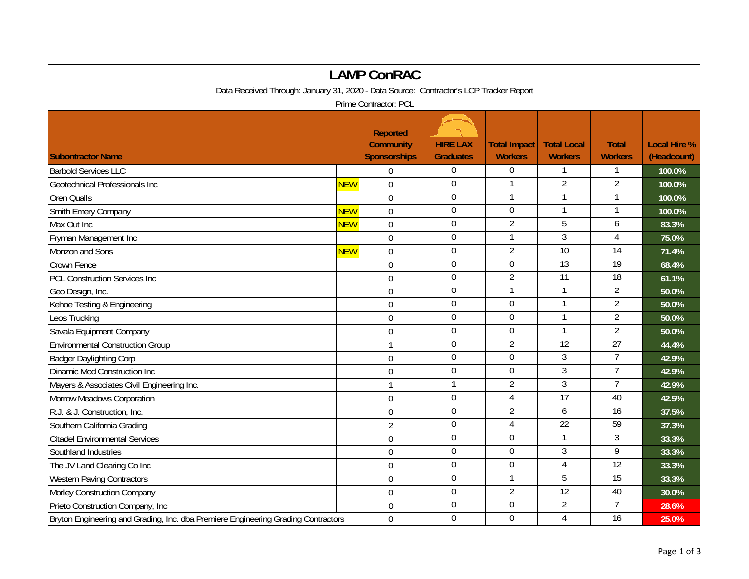# LAMP ConRAC

Data Received Through: January 31, 2020 - Data Source: Contractor's LCP Tracker Report

Prime Contractor: PCL

| Subontractor Name | | Reported Community Sponsorships | HIRE LAX Graduates | Total Impact Workers | Total Local Workers | Total Workers | Local Hire % (Headcount) |
|---|---|---|---|---|---|---|---|
| Barbold Services LLC | | 0 | 0 | 0 | 1 | 1 | 100.0% |
| Geotechnical Professionals Inc | NEW | 0 | 0 | 1 | 2 | 2 | 100.0% |
| Oren Qualls | | 0 | 0 | 1 | 1 | 1 | 100.0% |
| Smith Emery Company | NEW | 0 | 0 | 0 | 1 | 1 | 100.0% |
| Max Out Inc | NEW | 0 | 0 | 2 | 5 | 6 | 83.3% |
| Fryman Management Inc | | 0 | 0 | 1 | 3 | 4 | 75.0% |
| Monzon and Sons | NEW | 0 | 0 | 2 | 10 | 14 | 71.4% |
| Crown Fence | | 0 | 0 | 0 | 13 | 19 | 68.4% |
| PCL Construction Services Inc | | 0 | 0 | 2 | 11 | 18 | 61.1% |
| Geo Design, Inc. | | 0 | 0 | 1 | 1 | 2 | 50.0% |
| Kehoe Testing & Engineering | | 0 | 0 | 0 | 1 | 2 | 50.0% |
| Leos Trucking | | 0 | 0 | 0 | 1 | 2 | 50.0% |
| Savala Equipment Company | | 0 | 0 | 0 | 1 | 2 | 50.0% |
| Environmental Construction Group | | 1 | 0 | 2 | 12 | 27 | 44.4% |
| Badger Daylighting Corp | | 0 | 0 | 0 | 3 | 7 | 42.9% |
| Dinamic Mod Construction Inc | | 0 | 0 | 0 | 3 | 7 | 42.9% |
| Mayers & Associates Civil Engineering Inc. | | 1 | 1 | 2 | 3 | 7 | 42.9% |
| Morrow Meadows Corporation | | 0 | 0 | 4 | 17 | 40 | 42.5% |
| R.J. & J. Construction, Inc. | | 0 | 0 | 2 | 6 | 16 | 37.5% |
| Southern California Grading | | 2 | 0 | 4 | 22 | 59 | 37.3% |
| Citadel Environmental Services | | 0 | 0 | 0 | 1 | 3 | 33.3% |
| Southland Industries | | 0 | 0 | 0 | 3 | 9 | 33.3% |
| The JV Land Clearing Co Inc | | 0 | 0 | 0 | 4 | 12 | 33.3% |
| Western Paving Contractors | | 0 | 0 | 1 | 5 | 15 | 33.3% |
| Morley Construction Company | | 0 | 0 | 2 | 12 | 40 | 30.0% |
| Prieto Construction Company, Inc | | 0 | 0 | 0 | 2 | 7 | 28.6% |
| Bryton Engineering and Grading, Inc. dba Premiere Engineering Grading Contractors | | 0 | 0 | 0 | 4 | 16 | 25.0% |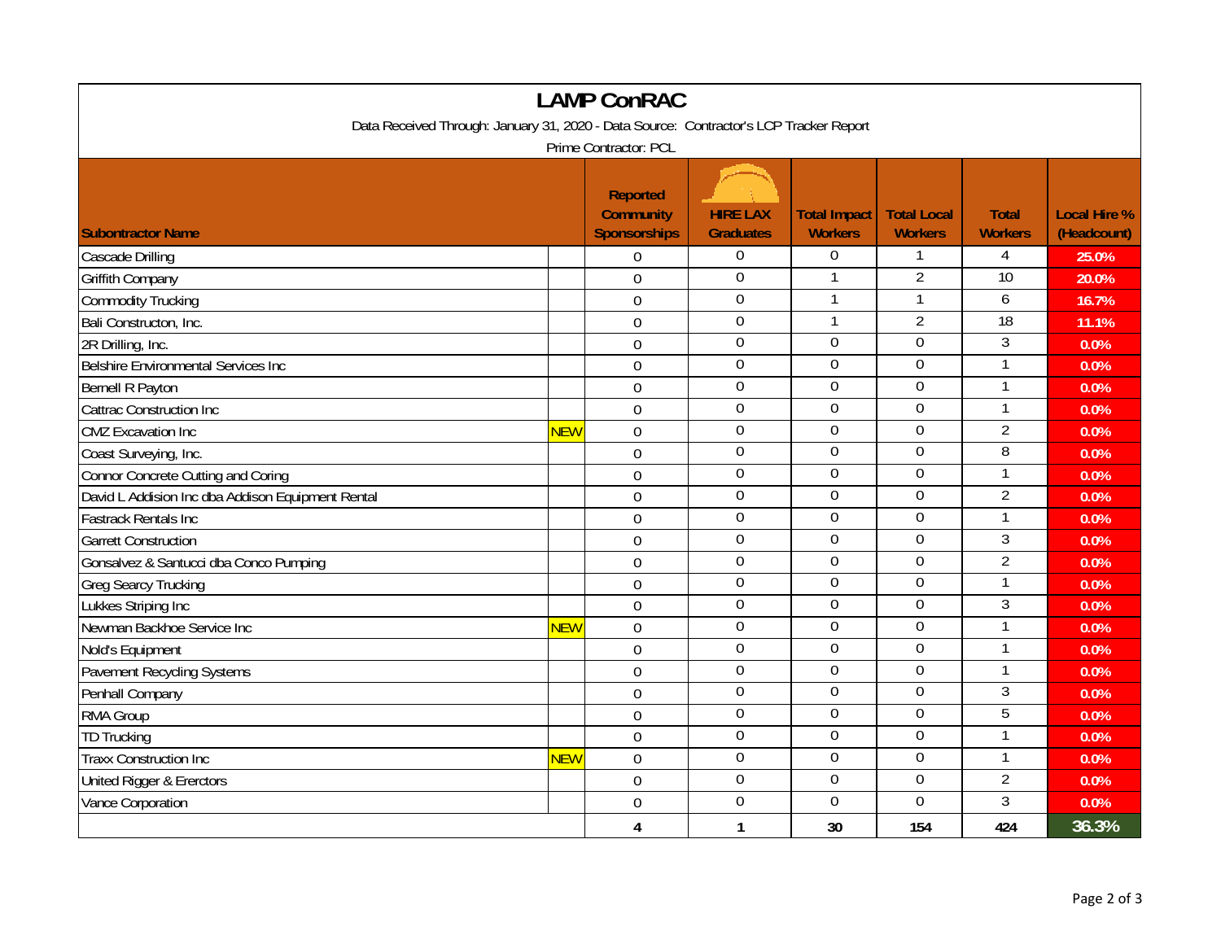# LAMP ConRAC

Data Received Through: January 31, 2020 - Data Source: Contractor's LCP Tracker Report

Prime Contractor: PCL

| Subontractor Name | | Reported Community Sponsorships | HIRE LAX Graduates | Total Impact Workers | Total Local Workers | Total Workers | Local Hire % (Headcount) |
|---|---|---|---|---|---|---|---|
| Cascade Drilling | | 0 | 0 | 0 | 1 | 4 | 25.0% |
| Griffith Company | | 0 | 0 | 1 | 2 | 10 | 20.0% |
| Commodity Trucking | | 0 | 0 | 1 | 1 | 6 | 16.7% |
| Bali Constructon, Inc. | | 0 | 0 | 1 | 2 | 18 | 11.1% |
| 2R Drilling, Inc. | | 0 | 0 | 0 | 0 | 3 | 0.0% |
| Belshire Environmental Services Inc | | 0 | 0 | 0 | 0 | 1 | 0.0% |
| Bernell R Payton | | 0 | 0 | 0 | 0 | 1 | 0.0% |
| Cattrac Construction Inc | | 0 | 0 | 0 | 0 | 1 | 0.0% |
| CMZ Excavation Inc | NEW | 0 | 0 | 0 | 0 | 2 | 0.0% |
| Coast Surveying, Inc. | | 0 | 0 | 0 | 0 | 8 | 0.0% |
| Connor Concrete Cutting and Coring | | 0 | 0 | 0 | 0 | 1 | 0.0% |
| David L Addision Inc dba Addison Equipment Rental | | 0 | 0 | 0 | 0 | 2 | 0.0% |
| Fastrack Rentals Inc | | 0 | 0 | 0 | 0 | 1 | 0.0% |
| Garrett Construction | | 0 | 0 | 0 | 0 | 3 | 0.0% |
| Gonsalvez & Santucci dba Conco Pumping | | 0 | 0 | 0 | 0 | 2 | 0.0% |
| Greg Searcy Trucking | | 0 | 0 | 0 | 0 | 1 | 0.0% |
| Lukkes Striping Inc | | 0 | 0 | 0 | 0 | 3 | 0.0% |
| Newman Backhoe Service Inc | NEW | 0 | 0 | 0 | 0 | 1 | 0.0% |
| Nold's Equipment | | 0 | 0 | 0 | 0 | 1 | 0.0% |
| Pavement Recycling Systems | | 0 | 0 | 0 | 0 | 1 | 0.0% |
| Penhall Company | | 0 | 0 | 0 | 0 | 3 | 0.0% |
| RMA Group | | 0 | 0 | 0 | 0 | 5 | 0.0% |
| TD Trucking | | 0 | 0 | 0 | 0 | 1 | 0.0% |
| Traxx Construction Inc | NEW | 0 | 0 | 0 | 0 | 1 | 0.0% |
| United Rigger & Ererctors | | 0 | 0 | 0 | 0 | 2 | 0.0% |
| Vance Corporation | | 0 | 0 | 0 | 0 | 3 | 0.0% |
| | | **4** | **1** | **30** | **154** | **424** | **36.3%** |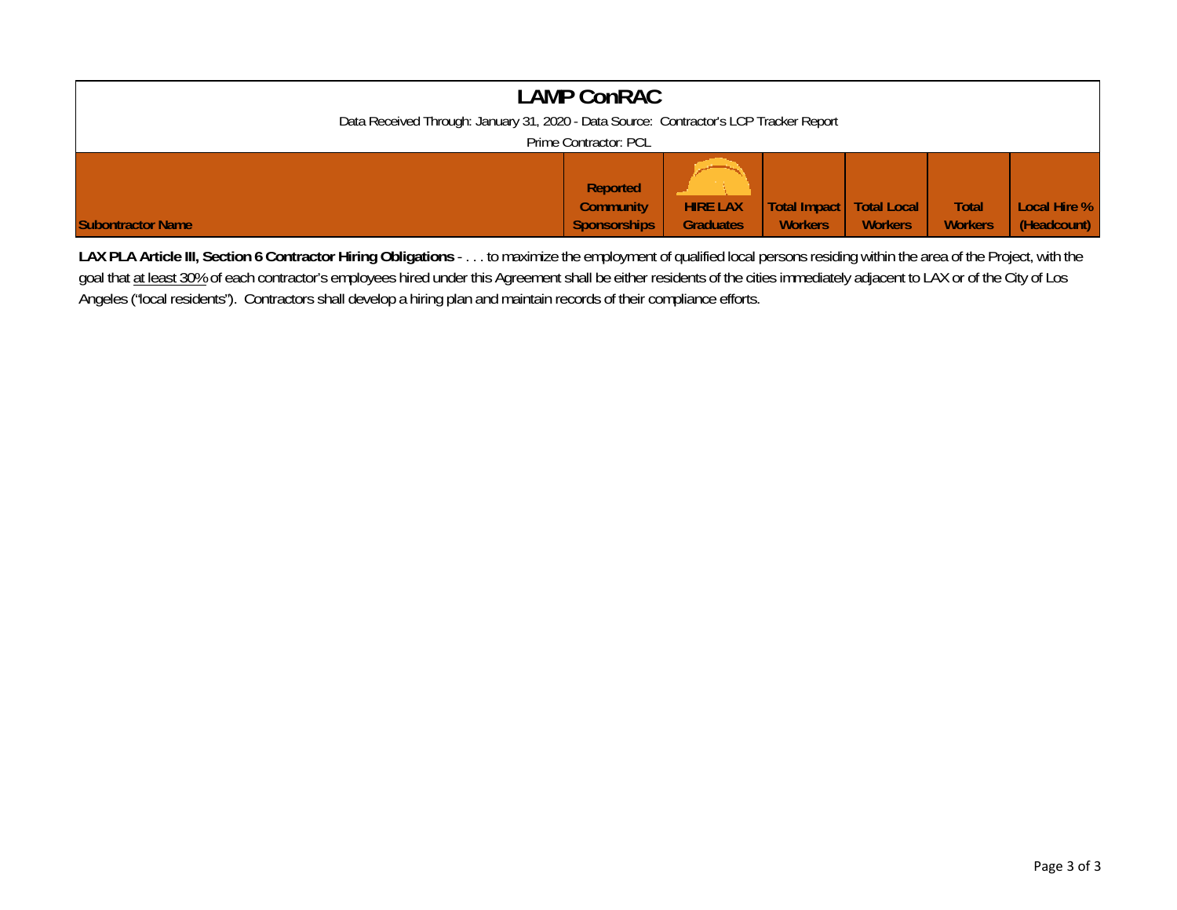# LAMP ConRAC

Data Received Through: January 31, 2020 - Data Source: Contractor's LCP Tracker Report

Prime Contractor: PCL

| Subontractor Name | Reported Community Sponsorships | HIRE LAX Graduates | Total Impact Workers | Total Local Workers | Total Workers | Local Hire % (Headcount) |
|---|---|---|---|---|---|---|

**LAX PLA Article III, Section 6 Contractor Hiring Obligations** - . . . to maximize the employment of qualified local persons residing within the area of the Project, with the goal that <u>at least 30%</u> of each contractor's employees hired under this Agreement shall be either residents of the cities immediately adjacent to LAX or of the City of Los Angeles ("local residents"). Contractors shall develop a hiring plan and maintain records of their compliance efforts.